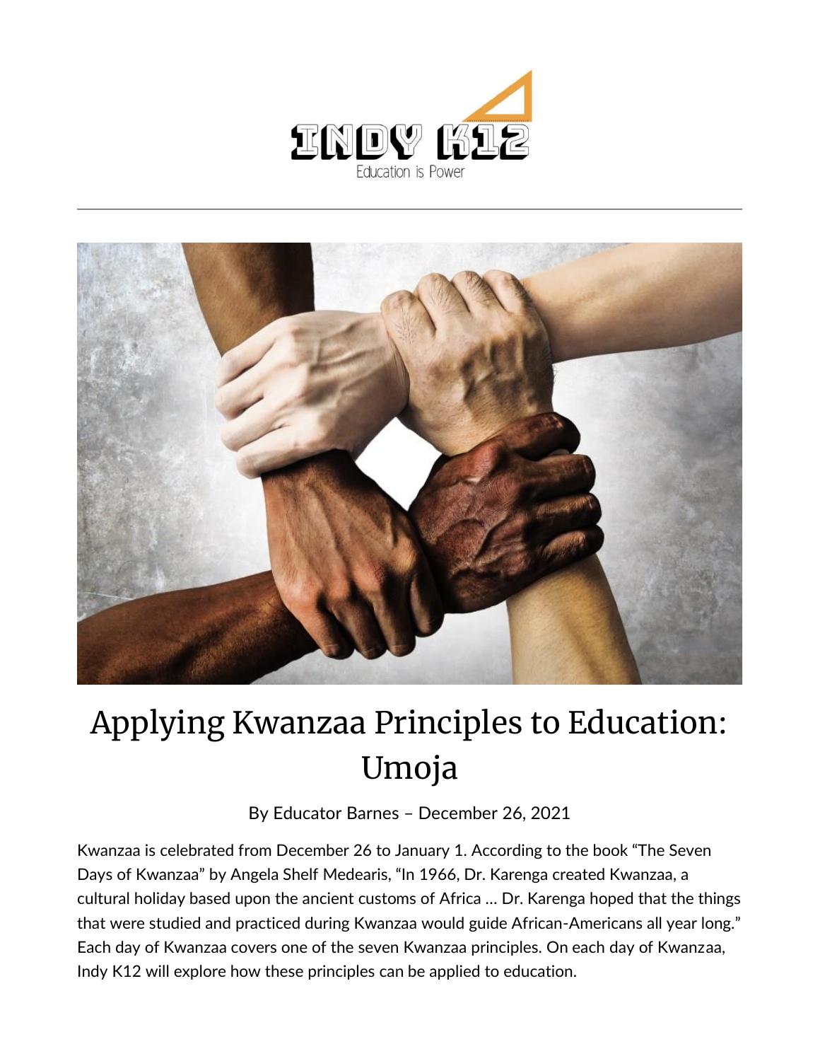# Applying Kwanzaa Principles to Education: Umoja

By Educator Barnes – December 26, 2021

Kwanzaa is celebrated from December 26 to January 1. According to the book "The Seven Days of Kwanzaa" by Angela Shelf Medearis, "In 1966, Dr. Karenga created Kwanzaa, a cultural holiday based upon the ancient customs of Africa … Dr. Karenga hoped that the things that were studied and practiced during Kwanzaa would guide African-Americans all year long." Each day of Kwanzaa covers one of the seven Kwanzaa principles. On each day of Kwanzaa, Indy K12 will explore how these principles can be applied to education.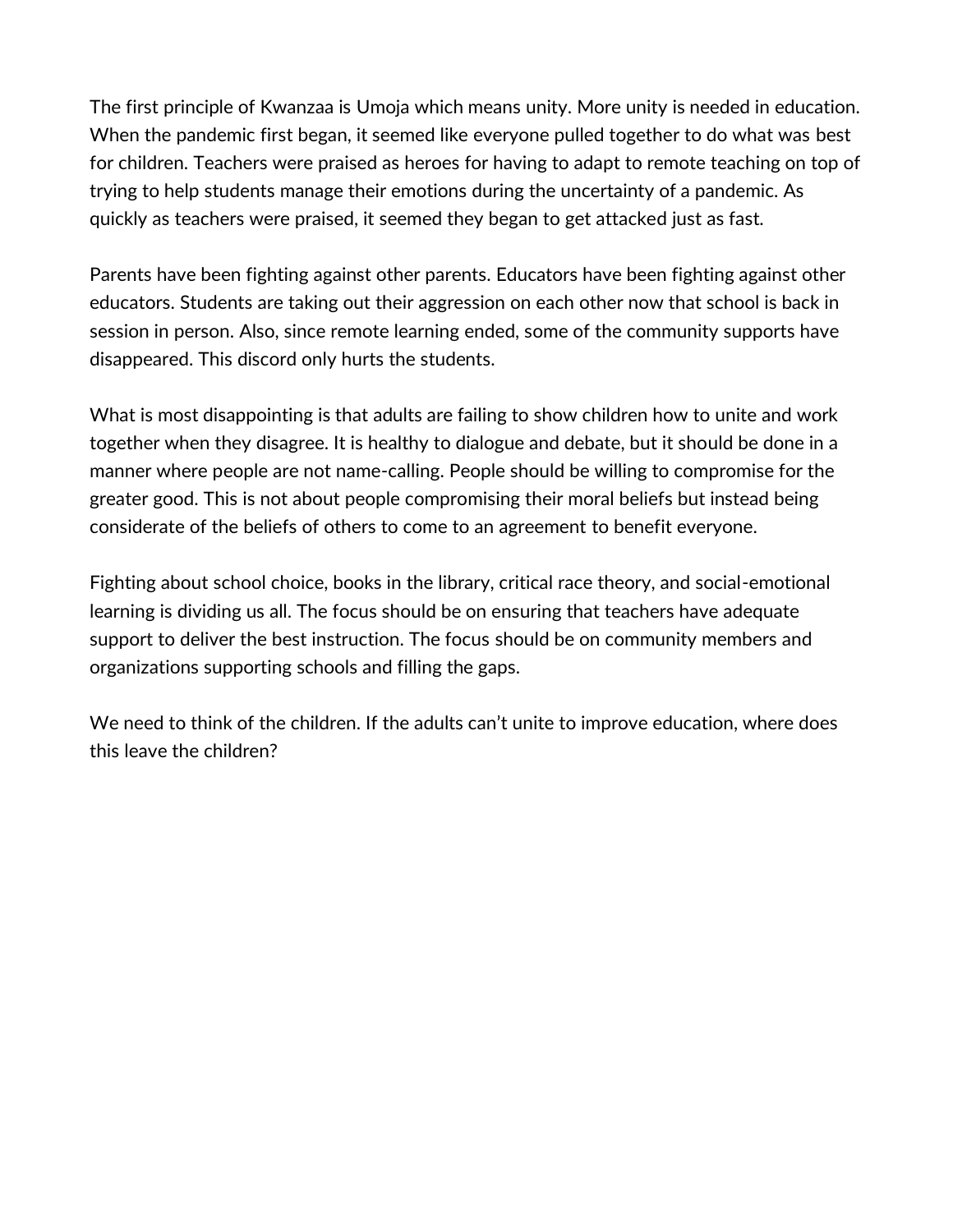The first principle of Kwanzaa is Umoja which means unity. More unity is needed in education. When the pandemic first began, it seemed like everyone pulled together to do what was best for children. Teachers were praised as heroes for having to adapt to remote teaching on top of trying to help students manage their emotions during the uncertainty of a pandemic. As quickly as teachers were praised, it seemed they began to get attacked just as fast.

Parents have been fighting against other parents. Educators have been fighting against other educators. Students are taking out their aggression on each other now that school is back in session in person. Also, since remote learning ended, some of the community supports have disappeared. This discord only hurts the students.

What is most disappointing is that adults are failing to show children how to unite and work together when they disagree. It is healthy to dialogue and debate, but it should be done in a manner where people are not name-calling. People should be willing to compromise for the greater good. This is not about people compromising their moral beliefs but instead being considerate of the beliefs of others to come to an agreement to benefit everyone.

Fighting about school choice, books in the library, critical race theory, and social-emotional learning is dividing us all. The focus should be on ensuring that teachers have adequate support to deliver the best instruction. The focus should be on community members and organizations supporting schools and filling the gaps.

We need to think of the children. If the adults can't unite to improve education, where does this leave the children?